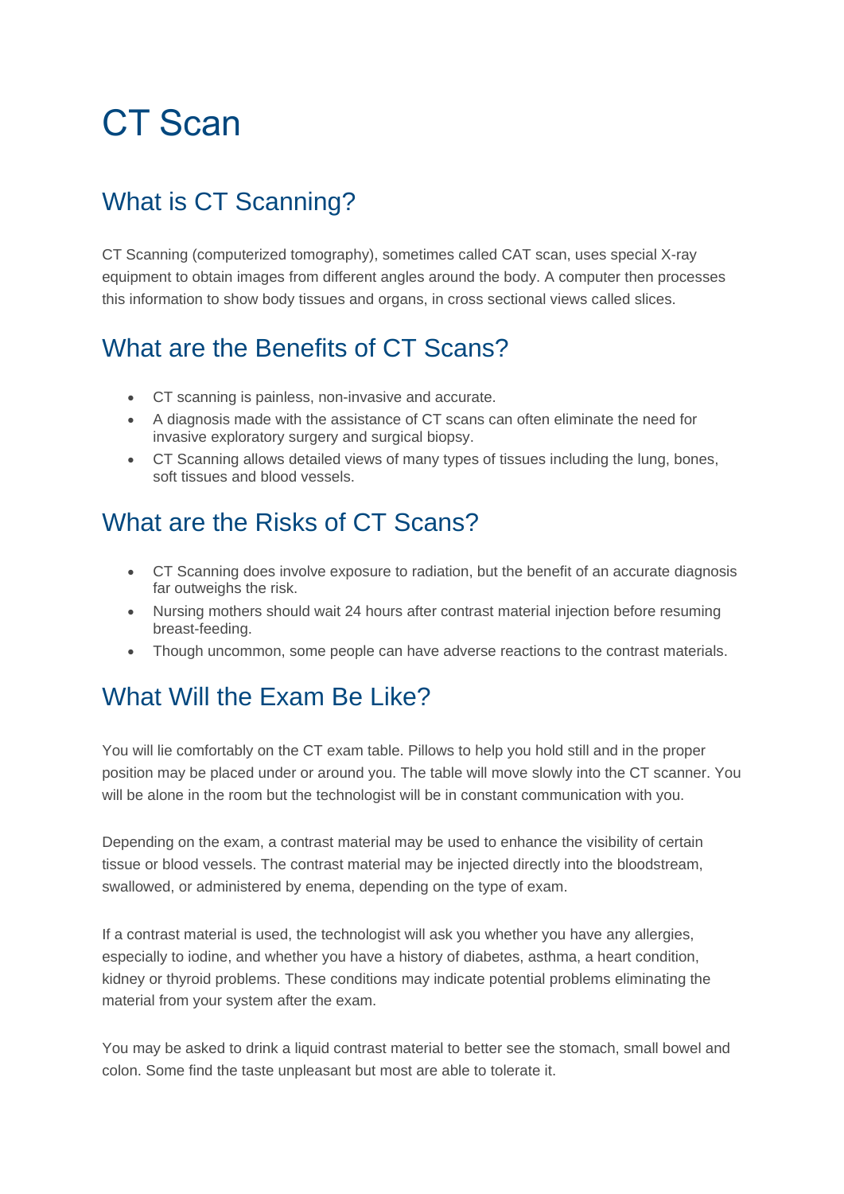# CT Scan

## What is CT Scanning?

CT Scanning (computerized tomography), sometimes called CAT scan, uses special X-ray equipment to obtain images from different angles around the body. A computer then processes this information to show body tissues and organs, in cross sectional views called slices.

## What are the Benefits of CT Scans?

- CT scanning is painless, non-invasive and accurate.
- A diagnosis made with the assistance of CT scans can often eliminate the need for invasive exploratory surgery and surgical biopsy.
- CT Scanning allows detailed views of many types of tissues including the lung, bones, soft tissues and blood vessels.

## What are the Risks of CT Scans?

- CT Scanning does involve exposure to radiation, but the benefit of an accurate diagnosis far outweighs the risk.
- Nursing mothers should wait 24 hours after contrast material injection before resuming breast-feeding.
- Though uncommon, some people can have adverse reactions to the contrast materials.

## What Will the Exam Be Like?

You will lie comfortably on the CT exam table. Pillows to help you hold still and in the proper position may be placed under or around you. The table will move slowly into the CT scanner. You will be alone in the room but the technologist will be in constant communication with you.

Depending on the exam, a contrast material may be used to enhance the visibility of certain tissue or blood vessels. The contrast material may be injected directly into the bloodstream, swallowed, or administered by enema, depending on the type of exam.

If a contrast material is used, the technologist will ask you whether you have any allergies, especially to iodine, and whether you have a history of diabetes, asthma, a heart condition, kidney or thyroid problems. These conditions may indicate potential problems eliminating the material from your system after the exam.

You may be asked to drink a liquid contrast material to better see the stomach, small bowel and colon. Some find the taste unpleasant but most are able to tolerate it.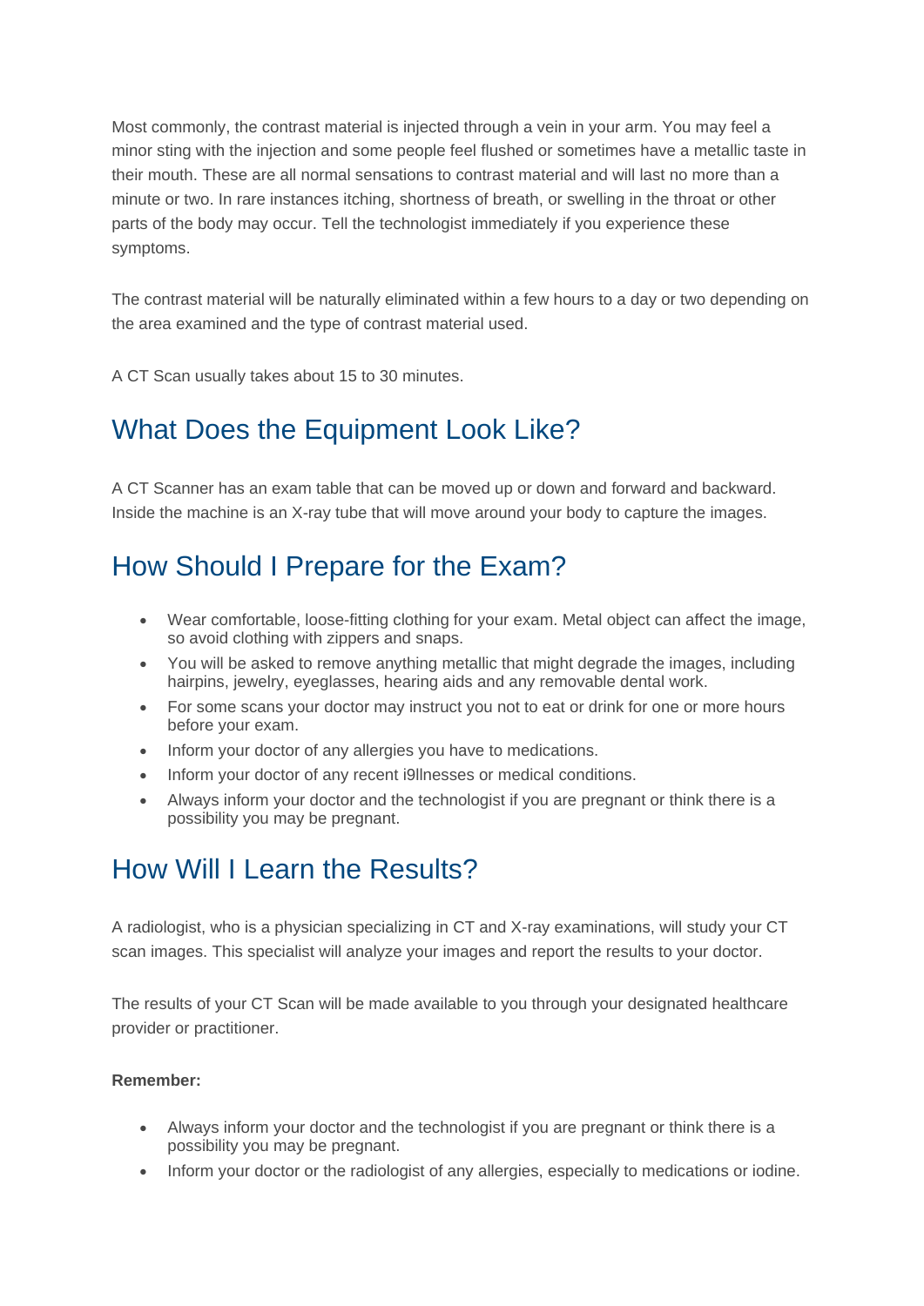Most commonly, the contrast material is injected through a vein in your arm. You may feel a minor sting with the injection and some people feel flushed or sometimes have a metallic taste in their mouth. These are all normal sensations to contrast material and will last no more than a minute or two. In rare instances itching, shortness of breath, or swelling in the throat or other parts of the body may occur. Tell the technologist immediately if you experience these symptoms.

The contrast material will be naturally eliminated within a few hours to a day or two depending on the area examined and the type of contrast material used.

A CT Scan usually takes about 15 to 30 minutes.

## What Does the Equipment Look Like?

A CT Scanner has an exam table that can be moved up or down and forward and backward. Inside the machine is an X-ray tube that will move around your body to capture the images.

## How Should I Prepare for the Exam?

- Wear comfortable, loose-fitting clothing for your exam. Metal object can affect the image, so avoid clothing with zippers and snaps.
- You will be asked to remove anything metallic that might degrade the images, including hairpins, jewelry, eyeglasses, hearing aids and any removable dental work.
- For some scans your doctor may instruct you not to eat or drink for one or more hours before your exam.
- Inform your doctor of any allergies you have to medications.
- Inform your doctor of any recent i9llnesses or medical conditions.
- Always inform your doctor and the technologist if you are pregnant or think there is a possibility you may be pregnant.

## How Will I Learn the Results?

A radiologist, who is a physician specializing in CT and X-ray examinations, will study your CT scan images. This specialist will analyze your images and report the results to your doctor.

The results of your CT Scan will be made available to you through your designated healthcare provider or practitioner.

**Remember:**

- Always inform your doctor and the technologist if you are pregnant or think there is a possibility you may be pregnant.
- Inform your doctor or the radiologist of any allergies, especially to medications or iodine.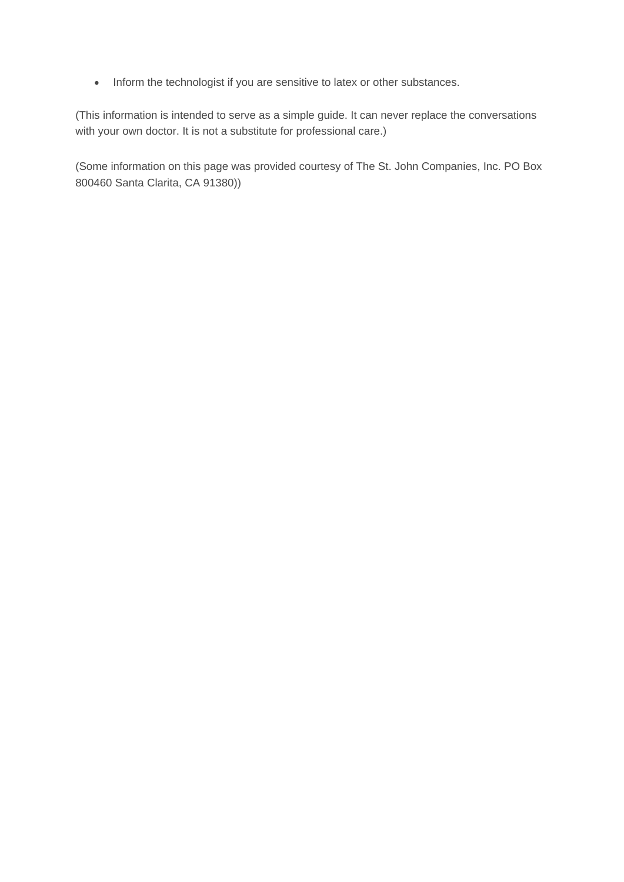- Inform the technologist if you are sensitive to latex or other substances.

(This information is intended to serve as a simple guide. It can never replace the conversations with your own doctor. It is not a substitute for professional care.)

(Some information on this page was provided courtesy of The St. John Companies, Inc. PO Box 800460 Santa Clarita, CA 91380))